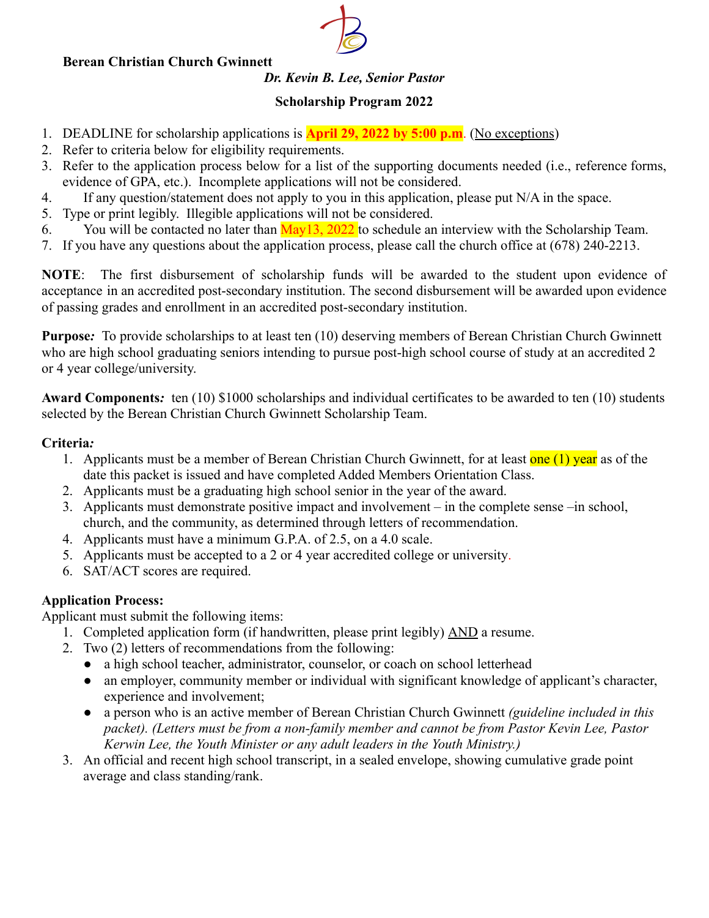**Berean Christian Church Gwinnett**

***Dr. Kevin B. Lee, Senior Pastor***

**Scholarship Program 2022**

1. DEADLINE for scholarship applications is **April 29, 2022 by 5:00 p.m**. (No exceptions)
2. Refer to criteria below for eligibility requirements.
3. Refer to the application process below for a list of the supporting documents needed (i.e., reference forms, evidence of GPA, etc.). Incomplete applications will not be considered.
4. If any question/statement does not apply to you in this application, please put N/A in the space.
5. Type or print legibly. Illegible applications will not be considered.
6. You will be contacted no later than May13, 2022 to schedule an interview with the Scholarship Team.
7. If you have any questions about the application process, please call the church office at (678) 240-2213.

**NOTE**: The first disbursement of scholarship funds will be awarded to the student upon evidence of acceptance in an accredited post-secondary institution. The second disbursement will be awarded upon evidence of passing grades and enrollment in an accredited post-secondary institution.

**Purpose***:* To provide scholarships to at least ten (10) deserving members of Berean Christian Church Gwinnett who are high school graduating seniors intending to pursue post-high school course of study at an accredited 2 or 4 year college/university.

**Award Components***:* ten (10) $1000 scholarships and individual certificates to be awarded to ten (10) students selected by the Berean Christian Church Gwinnett Scholarship Team.

**Criteria***:*

1. Applicants must be a member of Berean Christian Church Gwinnett, for at least one (1) year as of the date this packet is issued and have completed Added Members Orientation Class.
2. Applicants must be a graduating high school senior in the year of the award.
3. Applicants must demonstrate positive impact and involvement – in the complete sense –in school, church, and the community, as determined through letters of recommendation.
4. Applicants must have a minimum G.P.A. of 2.5, on a 4.0 scale.
5. Applicants must be accepted to a 2 or 4 year accredited college or university.
6. SAT/ACT scores are required.

**Application Process:**

Applicant must submit the following items:

1. Completed application form (if handwritten, please print legibly) AND a resume.
2. Two (2) letters of recommendations from the following:
   - a high school teacher, administrator, counselor, or coach on school letterhead
   - an employer, community member or individual with significant knowledge of applicant's character, experience and involvement;
   - a person who is an active member of Berean Christian Church Gwinnett *(guideline included in this packet). (Letters must be from a non-family member and cannot be from Pastor Kevin Lee, Pastor Kerwin Lee, the Youth Minister or any adult leaders in the Youth Ministry.)*
3. An official and recent high school transcript, in a sealed envelope, showing cumulative grade point average and class standing/rank.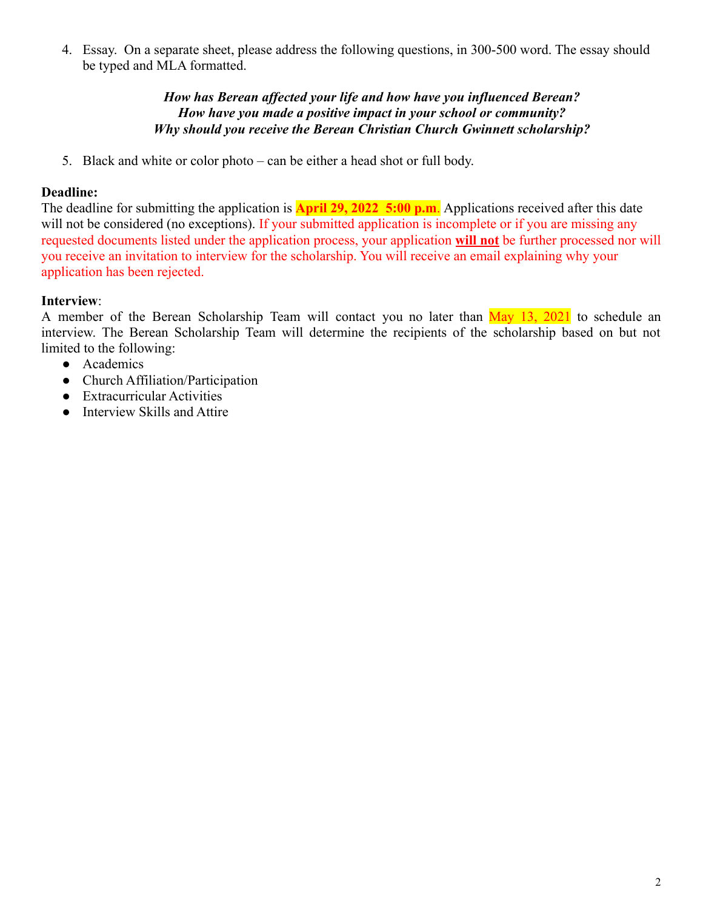4. Essay. On a separate sheet, please address the following questions, in 300-500 word. The essay should be typed and MLA formatted.

***How has Berean affected your life and how have you influenced Berean?***
***How have you made a positive impact in your school or community?***
***Why should you receive the Berean Christian Church Gwinnett scholarship?***

5. Black and white or color photo – can be either a head shot or full body.

**Deadline:**
The deadline for submitting the application is **April 29, 2022 5:00 p.m**. Applications received after this date will not be considered (no exceptions). If your submitted application is incomplete or if you are missing any requested documents listed under the application process, your application **will not** be further processed nor will you receive an invitation to interview for the scholarship. You will receive an email explaining why your application has been rejected.

**Interview**:
A member of the Berean Scholarship Team will contact you no later than May 13, 2021 to schedule an interview. The Berean Scholarship Team will determine the recipients of the scholarship based on but not limited to the following:

- Academics
- Church Affiliation/Participation
- Extracurricular Activities
- Interview Skills and Attire